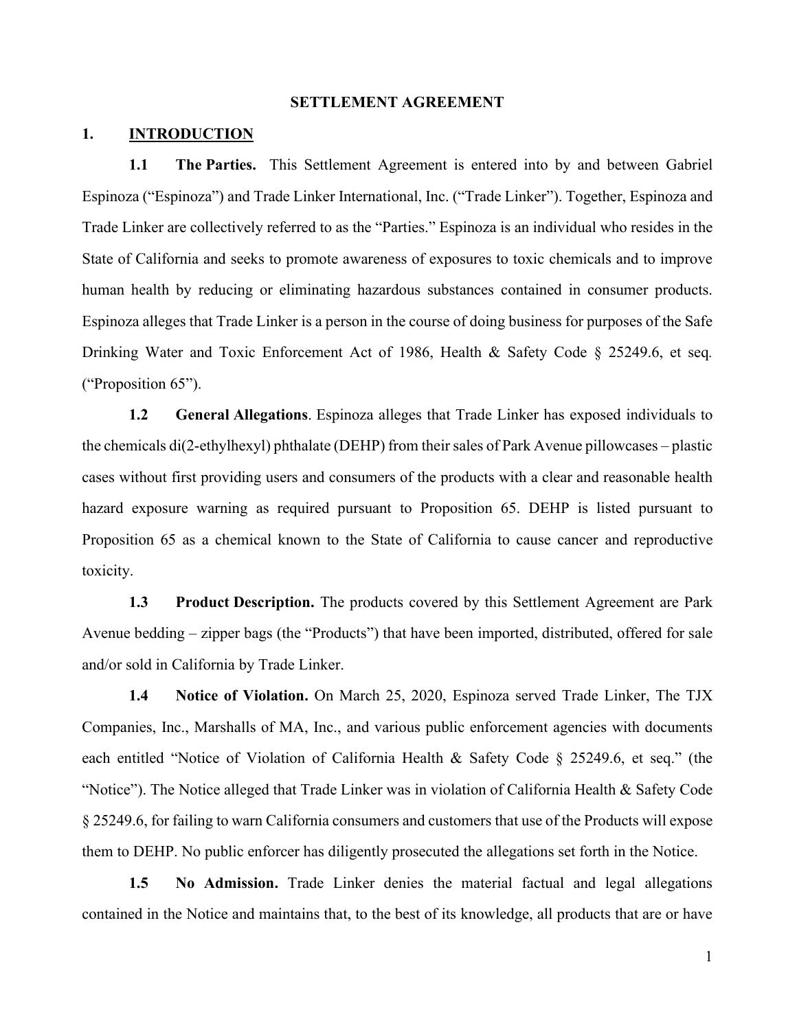# SETTLEMENT AGREEMENT

## 1. INTRODUCTION

**1.1 The Parties.** This Settlement Agreement is entered into by and between Gabriel Espinoza ("Espinoza") and Trade Linker International, Inc. ("Trade Linker"). Together, Espinoza and Trade Linker are collectively referred to as the "Parties." Espinoza is an individual who resides in the State of California and seeks to promote awareness of exposures to toxic chemicals and to improve human health by reducing or eliminating hazardous substances contained in consumer products. Espinoza alleges that Trade Linker is a person in the course of doing business for purposes of the Safe Drinking Water and Toxic Enforcement Act of 1986, Health & Safety Code § 25249.6, et seq. ("Proposition 65").

**1.2 General Allegations**. Espinoza alleges that Trade Linker has exposed individuals to the chemicals di(2-ethylhexyl) phthalate (DEHP) from their sales of Park Avenue pillowcases – plastic cases without first providing users and consumers of the products with a clear and reasonable health hazard exposure warning as required pursuant to Proposition 65. DEHP is listed pursuant to Proposition 65 as a chemical known to the State of California to cause cancer and reproductive toxicity.

**1.3 Product Description.** The products covered by this Settlement Agreement are Park Avenue bedding – zipper bags (the "Products") that have been imported, distributed, offered for sale and/or sold in California by Trade Linker.

**1.4 Notice of Violation.** On March 25, 2020, Espinoza served Trade Linker, The TJX Companies, Inc., Marshalls of MA, Inc., and various public enforcement agencies with documents each entitled "Notice of Violation of California Health & Safety Code § 25249.6, et seq." (the "Notice"). The Notice alleged that Trade Linker was in violation of California Health & Safety Code § 25249.6, for failing to warn California consumers and customers that use of the Products will expose them to DEHP. No public enforcer has diligently prosecuted the allegations set forth in the Notice.

**1.5 No Admission.** Trade Linker denies the material factual and legal allegations contained in the Notice and maintains that, to the best of its knowledge, all products that are or have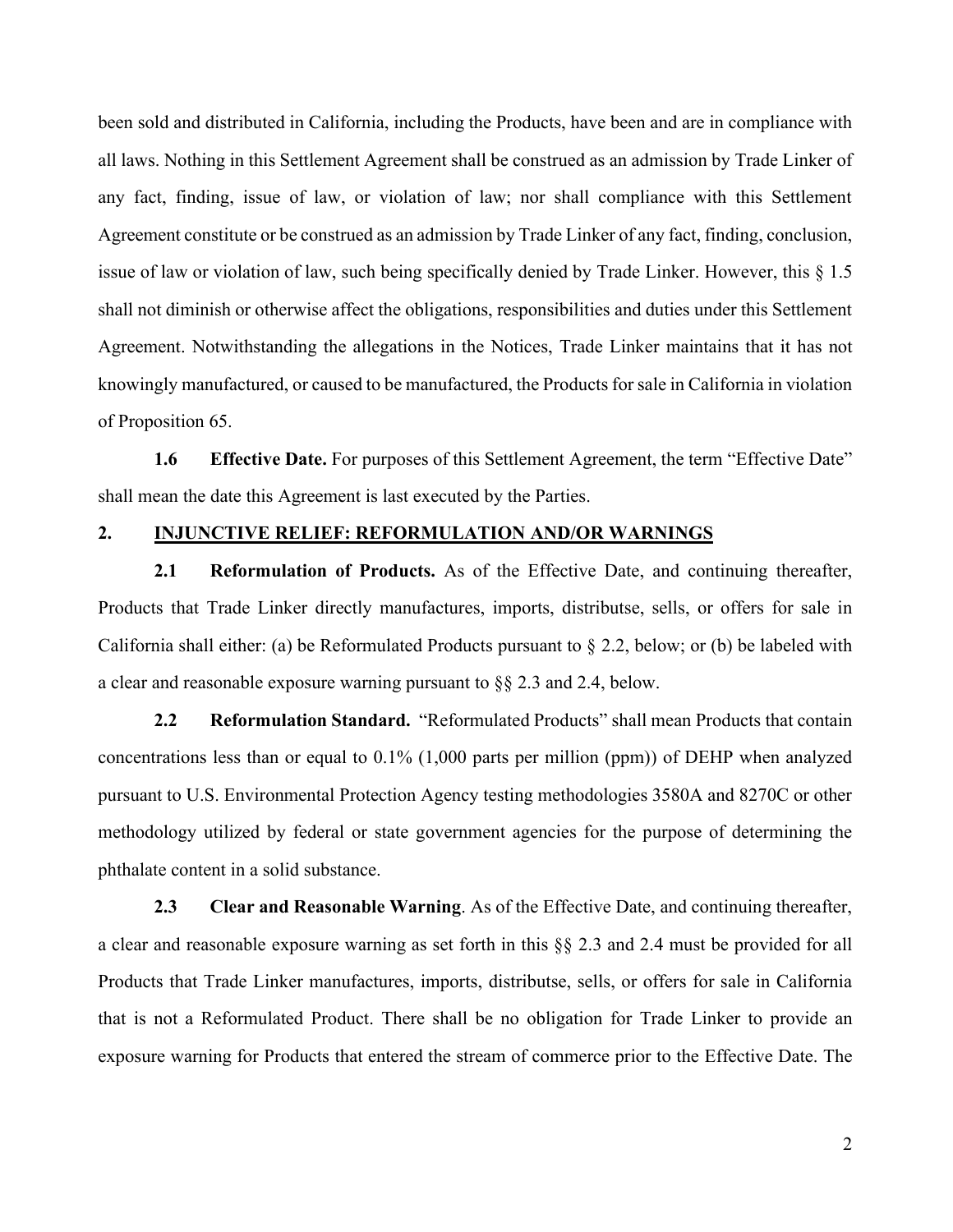been sold and distributed in California, including the Products, have been and are in compliance with all laws. Nothing in this Settlement Agreement shall be construed as an admission by Trade Linker of any fact, finding, issue of law, or violation of law; nor shall compliance with this Settlement Agreement constitute or be construed as an admission by Trade Linker of any fact, finding, conclusion, issue of law or violation of law, such being specifically denied by Trade Linker. However, this § 1.5 shall not diminish or otherwise affect the obligations, responsibilities and duties under this Settlement Agreement. Notwithstanding the allegations in the Notices, Trade Linker maintains that it has not knowingly manufactured, or caused to be manufactured, the Products for sale in California in violation of Proposition 65.

**1.6 Effective Date.** For purposes of this Settlement Agreement, the term "Effective Date" shall mean the date this Agreement is last executed by the Parties.

## 2. INJUNCTIVE RELIEF: REFORMULATION AND/OR WARNINGS

**2.1 Reformulation of Products.** As of the Effective Date, and continuing thereafter, Products that Trade Linker directly manufactures, imports, distributse, sells, or offers for sale in California shall either: (a) be Reformulated Products pursuant to § 2.2, below; or (b) be labeled with a clear and reasonable exposure warning pursuant to §§ 2.3 and 2.4, below.

**2.2 Reformulation Standard.** "Reformulated Products" shall mean Products that contain concentrations less than or equal to 0.1% (1,000 parts per million (ppm)) of DEHP when analyzed pursuant to U.S. Environmental Protection Agency testing methodologies 3580A and 8270C or other methodology utilized by federal or state government agencies for the purpose of determining the phthalate content in a solid substance.

**2.3 Clear and Reasonable Warning**. As of the Effective Date, and continuing thereafter, a clear and reasonable exposure warning as set forth in this §§ 2.3 and 2.4 must be provided for all Products that Trade Linker manufactures, imports, distributse, sells, or offers for sale in California that is not a Reformulated Product. There shall be no obligation for Trade Linker to provide an exposure warning for Products that entered the stream of commerce prior to the Effective Date. The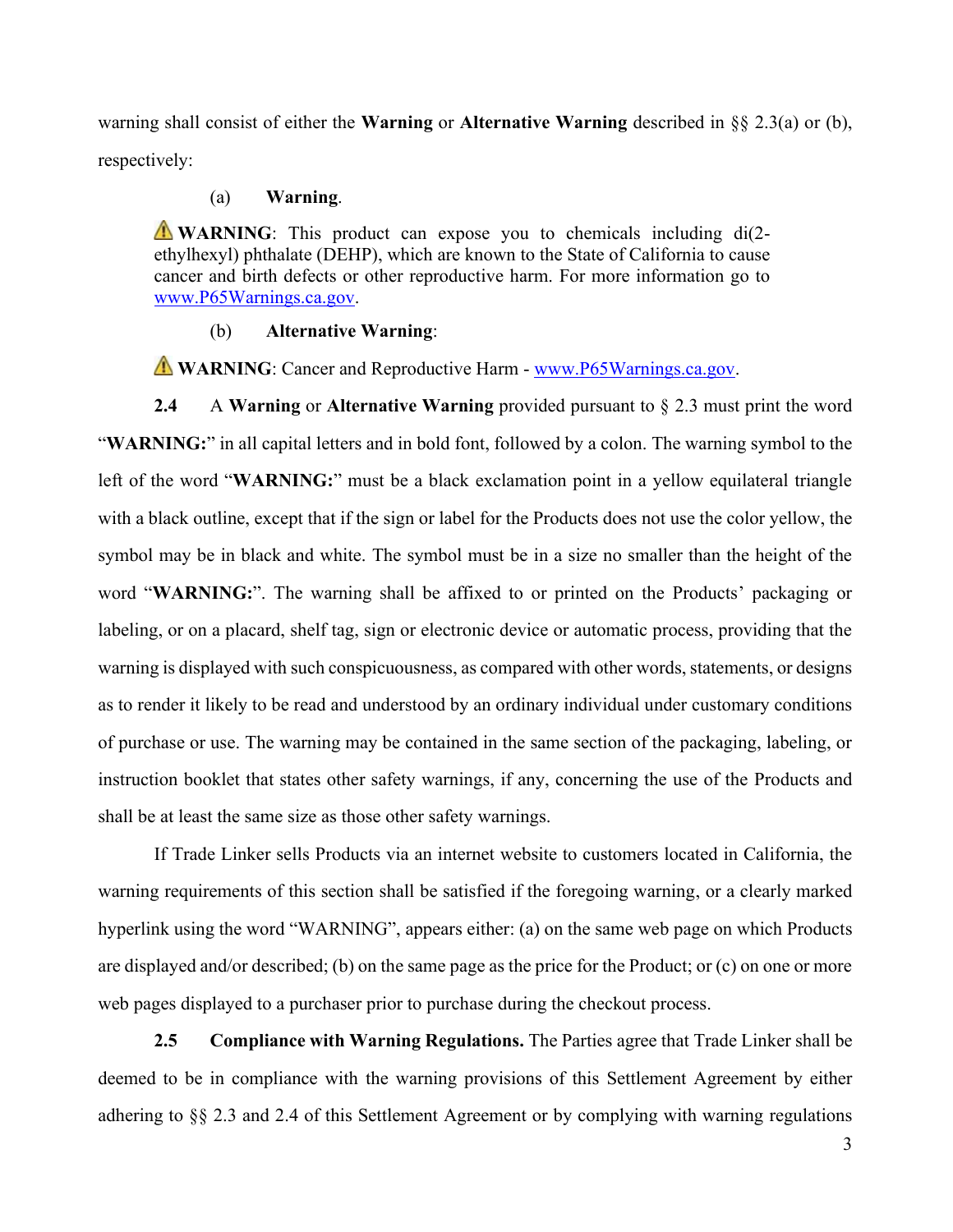warning shall consist of either the **Warning** or **Alternative Warning** described in §§ 2.3(a) or (b), respectively:

(a) **Warning**.

> ⚠ **WARNING**: This product can expose you to chemicals including di(2-ethylhexyl) phthalate (DEHP), which are known to the State of California to cause cancer and birth defects or other reproductive harm. For more information go to www.P65Warnings.ca.gov.

(b) **Alternative Warning**:

> ⚠ **WARNING**: Cancer and Reproductive Harm - www.P65Warnings.ca.gov.

**2.4** A **Warning** or **Alternative Warning** provided pursuant to § 2.3 must print the word "**WARNING:**" in all capital letters and in bold font, followed by a colon. The warning symbol to the left of the word "**WARNING:**" must be a black exclamation point in a yellow equilateral triangle with a black outline, except that if the sign or label for the Products does not use the color yellow, the symbol may be in black and white. The symbol must be in a size no smaller than the height of the word "**WARNING:**". The warning shall be affixed to or printed on the Products' packaging or labeling, or on a placard, shelf tag, sign or electronic device or automatic process, providing that the warning is displayed with such conspicuousness, as compared with other words, statements, or designs as to render it likely to be read and understood by an ordinary individual under customary conditions of purchase or use. The warning may be contained in the same section of the packaging, labeling, or instruction booklet that states other safety warnings, if any, concerning the use of the Products and shall be at least the same size as those other safety warnings.

If Trade Linker sells Products via an internet website to customers located in California, the warning requirements of this section shall be satisfied if the foregoing warning, or a clearly marked hyperlink using the word "WARNING", appears either: (a) on the same web page on which Products are displayed and/or described; (b) on the same page as the price for the Product; or (c) on one or more web pages displayed to a purchaser prior to purchase during the checkout process.

**2.5** **Compliance with Warning Regulations.** The Parties agree that Trade Linker shall be deemed to be in compliance with the warning provisions of this Settlement Agreement by either adhering to §§ 2.3 and 2.4 of this Settlement Agreement or by complying with warning regulations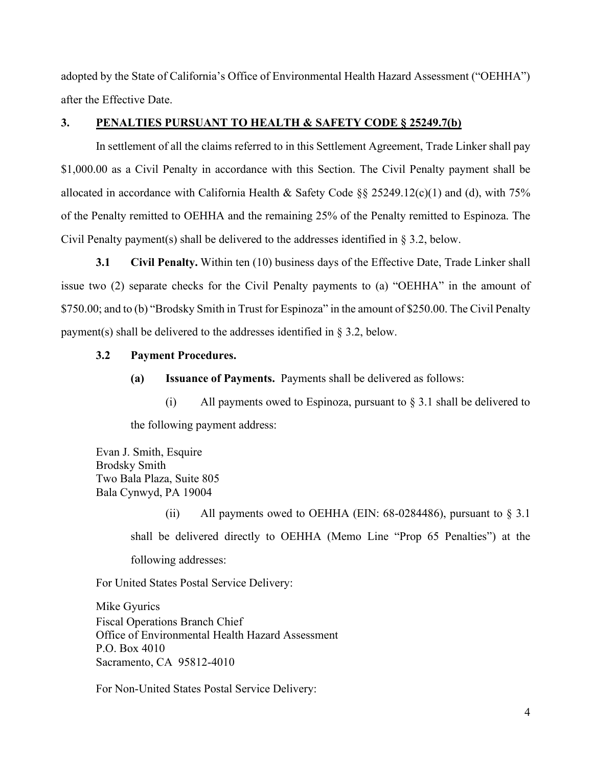adopted by the State of California's Office of Environmental Health Hazard Assessment ("OEHHA") after the Effective Date.

## 3. PENALTIES PURSUANT TO HEALTH & SAFETY CODE § 25249.7(b)

In settlement of all the claims referred to in this Settlement Agreement, Trade Linker shall pay $1,000.00 as a Civil Penalty in accordance with this Section. The Civil Penalty payment shall be allocated in accordance with California Health & Safety Code §§ 25249.12(c)(1) and (d), with 75% of the Penalty remitted to OEHHA and the remaining 25% of the Penalty remitted to Espinoza. The Civil Penalty payment(s) shall be delivered to the addresses identified in § 3.2, below.

**3.1 Civil Penalty.** Within ten (10) business days of the Effective Date, Trade Linker shall issue two (2) separate checks for the Civil Penalty payments to (a) "OEHHA" in the amount of $750.00; and to (b) "Brodsky Smith in Trust for Espinoza" in the amount of $250.00. The Civil Penalty payment(s) shall be delivered to the addresses identified in § 3.2, below.

**3.2 Payment Procedures.**

**(a) Issuance of Payments.** Payments shall be delivered as follows:

(i) All payments owed to Espinoza, pursuant to § 3.1 shall be delivered to the following payment address:

Evan J. Smith, Esquire
Brodsky Smith
Two Bala Plaza, Suite 805
Bala Cynwyd, PA 19004

(ii) All payments owed to OEHHA (EIN: 68-0284486), pursuant to § 3.1 shall be delivered directly to OEHHA (Memo Line "Prop 65 Penalties") at the following addresses:

For United States Postal Service Delivery:

Mike Gyurics
Fiscal Operations Branch Chief
Office of Environmental Health Hazard Assessment
P.O. Box 4010
Sacramento, CA 95812-4010

For Non-United States Postal Service Delivery: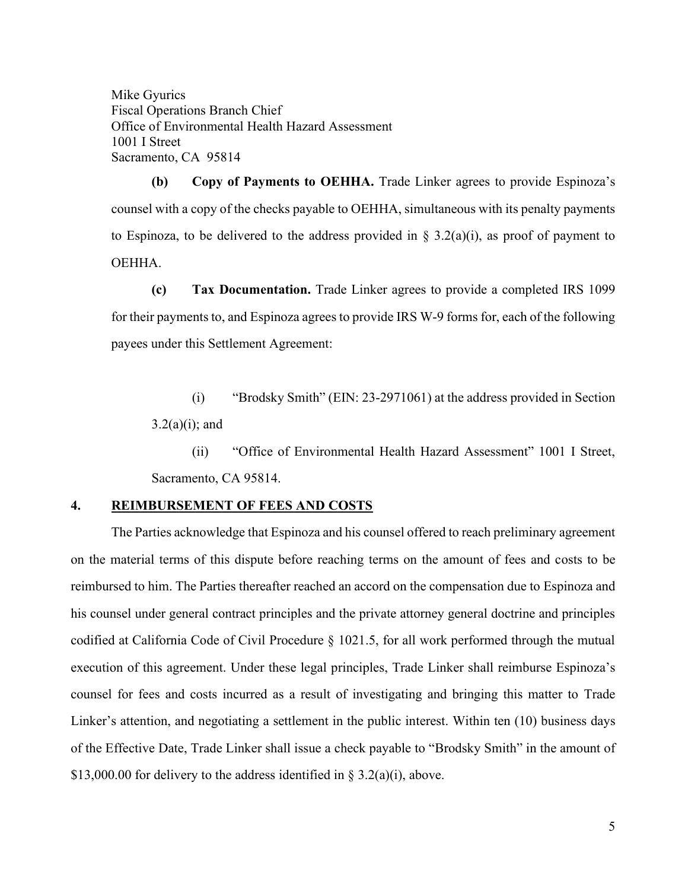Mike Gyurics
Fiscal Operations Branch Chief
Office of Environmental Health Hazard Assessment
1001 I Street
Sacramento, CA 95814

**(b) Copy of Payments to OEHHA.** Trade Linker agrees to provide Espinoza's counsel with a copy of the checks payable to OEHHA, simultaneous with its penalty payments to Espinoza, to be delivered to the address provided in § 3.2(a)(i), as proof of payment to OEHHA.

**(c) Tax Documentation.** Trade Linker agrees to provide a completed IRS 1099 for their payments to, and Espinoza agrees to provide IRS W-9 forms for, each of the following payees under this Settlement Agreement:

(i) "Brodsky Smith" (EIN: 23-2971061) at the address provided in Section 3.2(a)(i); and

(ii) "Office of Environmental Health Hazard Assessment" 1001 I Street, Sacramento, CA 95814.

## 4. REIMBURSEMENT OF FEES AND COSTS

The Parties acknowledge that Espinoza and his counsel offered to reach preliminary agreement on the material terms of this dispute before reaching terms on the amount of fees and costs to be reimbursed to him. The Parties thereafter reached an accord on the compensation due to Espinoza and his counsel under general contract principles and the private attorney general doctrine and principles codified at California Code of Civil Procedure § 1021.5, for all work performed through the mutual execution of this agreement. Under these legal principles, Trade Linker shall reimburse Espinoza's counsel for fees and costs incurred as a result of investigating and bringing this matter to Trade Linker's attention, and negotiating a settlement in the public interest. Within ten (10) business days of the Effective Date, Trade Linker shall issue a check payable to "Brodsky Smith" in the amount of $13,000.00 for delivery to the address identified in § 3.2(a)(i), above.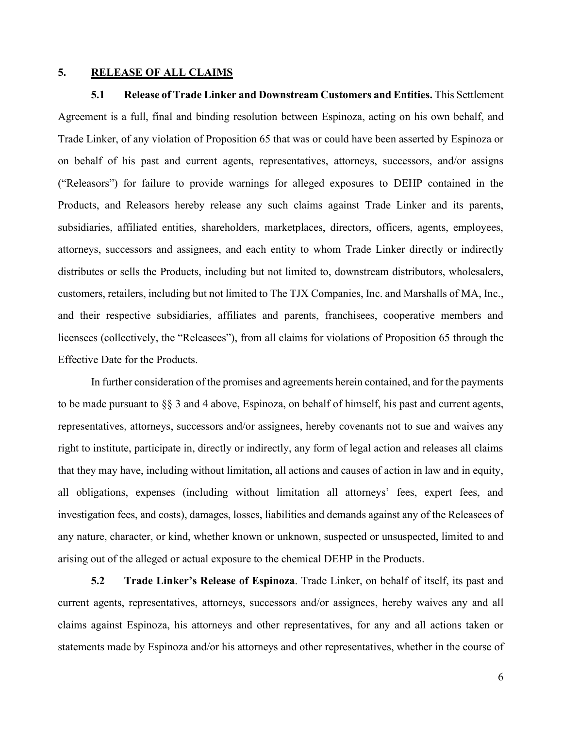## 5. RELEASE OF ALL CLAIMS

**5.1 Release of Trade Linker and Downstream Customers and Entities.** This Settlement Agreement is a full, final and binding resolution between Espinoza, acting on his own behalf, and Trade Linker, of any violation of Proposition 65 that was or could have been asserted by Espinoza or on behalf of his past and current agents, representatives, attorneys, successors, and/or assigns ("Releasors") for failure to provide warnings for alleged exposures to DEHP contained in the Products, and Releasors hereby release any such claims against Trade Linker and its parents, subsidiaries, affiliated entities, shareholders, marketplaces, directors, officers, agents, employees, attorneys, successors and assignees, and each entity to whom Trade Linker directly or indirectly distributes or sells the Products, including but not limited to, downstream distributors, wholesalers, customers, retailers, including but not limited to The TJX Companies, Inc. and Marshalls of MA, Inc., and their respective subsidiaries, affiliates and parents, franchisees, cooperative members and licensees (collectively, the "Releasees"), from all claims for violations of Proposition 65 through the Effective Date for the Products.

In further consideration of the promises and agreements herein contained, and for the payments to be made pursuant to §§ 3 and 4 above, Espinoza, on behalf of himself, his past and current agents, representatives, attorneys, successors and/or assignees, hereby covenants not to sue and waives any right to institute, participate in, directly or indirectly, any form of legal action and releases all claims that they may have, including without limitation, all actions and causes of action in law and in equity, all obligations, expenses (including without limitation all attorneys' fees, expert fees, and investigation fees, and costs), damages, losses, liabilities and demands against any of the Releasees of any nature, character, or kind, whether known or unknown, suspected or unsuspected, limited to and arising out of the alleged or actual exposure to the chemical DEHP in the Products.

**5.2 Trade Linker's Release of Espinoza**. Trade Linker, on behalf of itself, its past and current agents, representatives, attorneys, successors and/or assignees, hereby waives any and all claims against Espinoza, his attorneys and other representatives, for any and all actions taken or statements made by Espinoza and/or his attorneys and other representatives, whether in the course of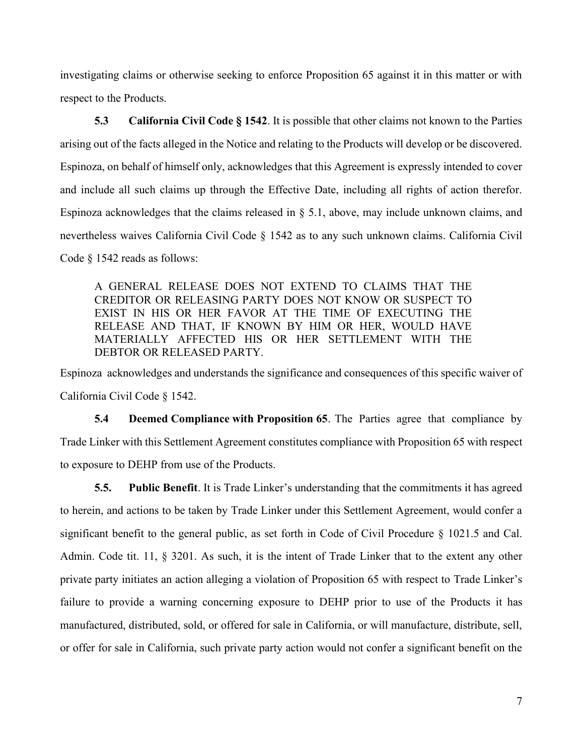investigating claims or otherwise seeking to enforce Proposition 65 against it in this matter or with respect to the Products.

**5.3 California Civil Code § 1542**. It is possible that other claims not known to the Parties arising out of the facts alleged in the Notice and relating to the Products will develop or be discovered. Espinoza, on behalf of himself only, acknowledges that this Agreement is expressly intended to cover and include all such claims up through the Effective Date, including all rights of action therefor. Espinoza acknowledges that the claims released in § 5.1, above, may include unknown claims, and nevertheless waives California Civil Code § 1542 as to any such unknown claims. California Civil Code § 1542 reads as follows:

> A GENERAL RELEASE DOES NOT EXTEND TO CLAIMS THAT THE CREDITOR OR RELEASING PARTY DOES NOT KNOW OR SUSPECT TO EXIST IN HIS OR HER FAVOR AT THE TIME OF EXECUTING THE RELEASE AND THAT, IF KNOWN BY HIM OR HER, WOULD HAVE MATERIALLY AFFECTED HIS OR HER SETTLEMENT WITH THE DEBTOR OR RELEASED PARTY.

Espinoza acknowledges and understands the significance and consequences of this specific waiver of California Civil Code § 1542.

**5.4 Deemed Compliance with Proposition 65**. The Parties agree that compliance by Trade Linker with this Settlement Agreement constitutes compliance with Proposition 65 with respect to exposure to DEHP from use of the Products.

**5.5. Public Benefit**. It is Trade Linker's understanding that the commitments it has agreed to herein, and actions to be taken by Trade Linker under this Settlement Agreement, would confer a significant benefit to the general public, as set forth in Code of Civil Procedure § 1021.5 and Cal. Admin. Code tit. 11, § 3201. As such, it is the intent of Trade Linker that to the extent any other private party initiates an action alleging a violation of Proposition 65 with respect to Trade Linker's failure to provide a warning concerning exposure to DEHP prior to use of the Products it has manufactured, distributed, sold, or offered for sale in California, or will manufacture, distribute, sell, or offer for sale in California, such private party action would not confer a significant benefit on the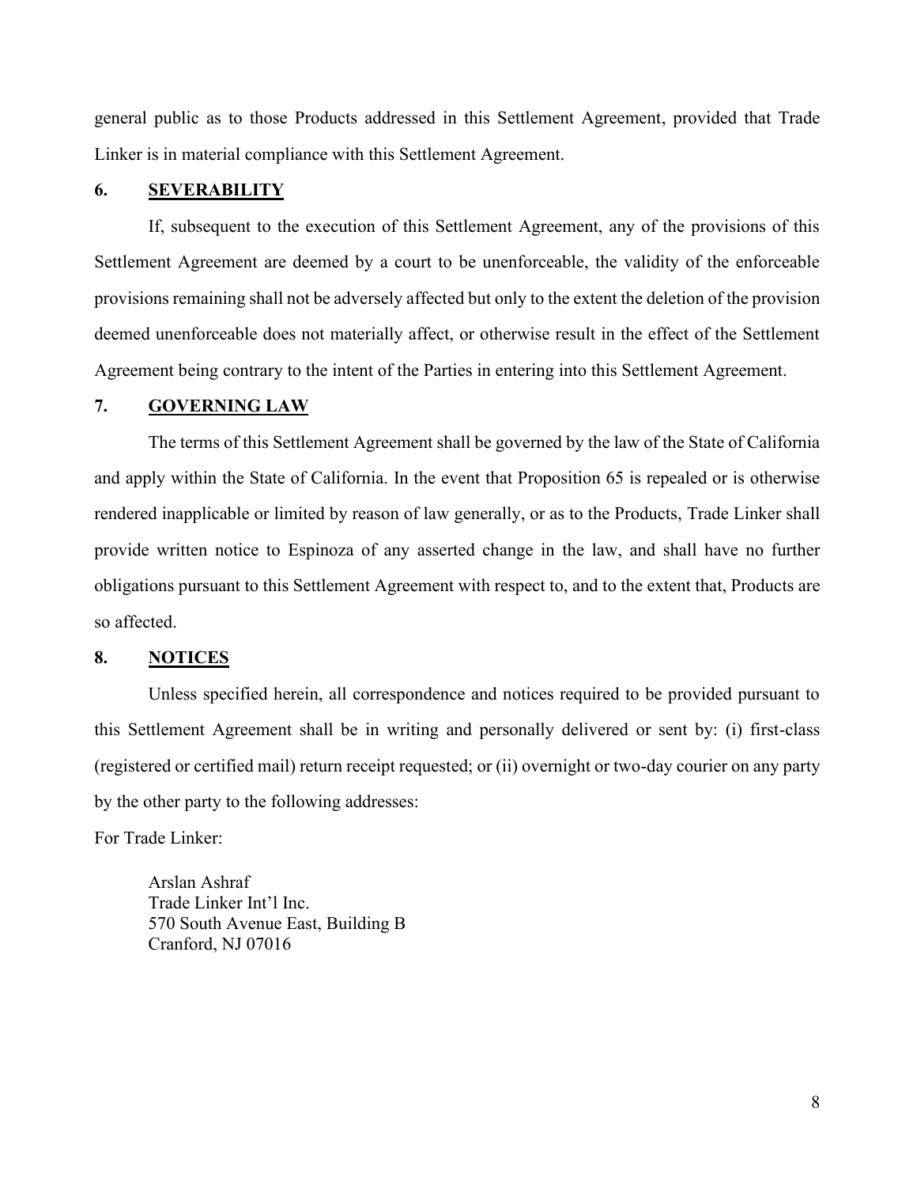general public as to those Products addressed in this Settlement Agreement, provided that Trade Linker is in material compliance with this Settlement Agreement.

## 6. SEVERABILITY

If, subsequent to the execution of this Settlement Agreement, any of the provisions of this Settlement Agreement are deemed by a court to be unenforceable, the validity of the enforceable provisions remaining shall not be adversely affected but only to the extent the deletion of the provision deemed unenforceable does not materially affect, or otherwise result in the effect of the Settlement Agreement being contrary to the intent of the Parties in entering into this Settlement Agreement.

## 7. GOVERNING LAW

The terms of this Settlement Agreement shall be governed by the law of the State of California and apply within the State of California. In the event that Proposition 65 is repealed or is otherwise rendered inapplicable or limited by reason of law generally, or as to the Products, Trade Linker shall provide written notice to Espinoza of any asserted change in the law, and shall have no further obligations pursuant to this Settlement Agreement with respect to, and to the extent that, Products are so affected.

## 8. NOTICES

Unless specified herein, all correspondence and notices required to be provided pursuant to this Settlement Agreement shall be in writing and personally delivered or sent by: (i) first-class (registered or certified mail) return receipt requested; or (ii) overnight or two-day courier on any party by the other party to the following addresses:

For Trade Linker:

Arslan Ashraf
Trade Linker Int'l Inc.
570 South Avenue East, Building B
Cranford, NJ 07016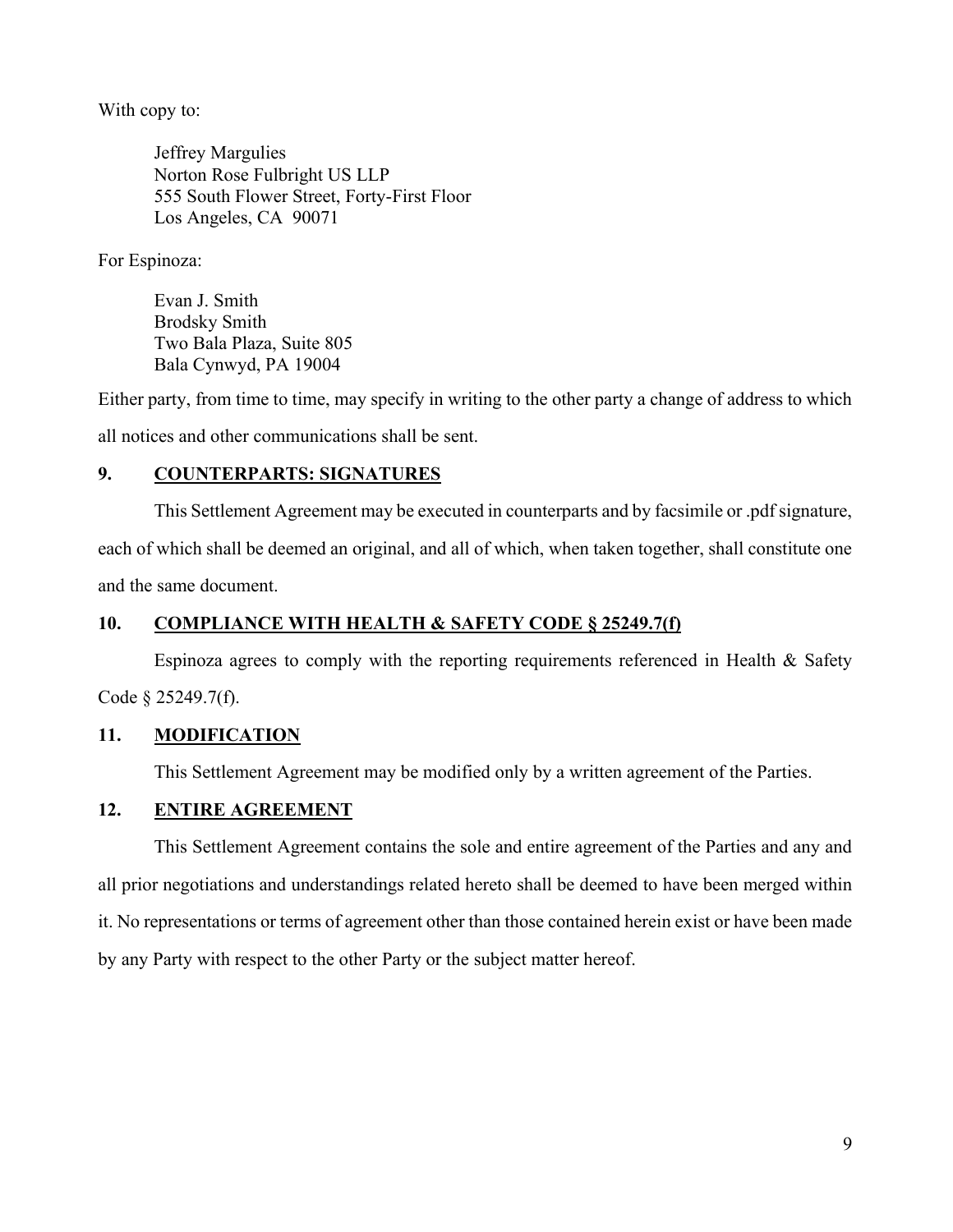With copy to:

Jeffrey Margulies
Norton Rose Fulbright US LLP
555 South Flower Street, Forty-First Floor
Los Angeles, CA 90071

For Espinoza:

Evan J. Smith
Brodsky Smith
Two Bala Plaza, Suite 805
Bala Cynwyd, PA 19004

Either party, from time to time, may specify in writing to the other party a change of address to which all notices and other communications shall be sent.

## 9. COUNTERPARTS: SIGNATURES

This Settlement Agreement may be executed in counterparts and by facsimile or .pdf signature, each of which shall be deemed an original, and all of which, when taken together, shall constitute one and the same document.

## 10. COMPLIANCE WITH HEALTH & SAFETY CODE § 25249.7(f)

Espinoza agrees to comply with the reporting requirements referenced in Health & Safety Code § 25249.7(f).

## 11. MODIFICATION

This Settlement Agreement may be modified only by a written agreement of the Parties.

## 12. ENTIRE AGREEMENT

This Settlement Agreement contains the sole and entire agreement of the Parties and any and all prior negotiations and understandings related hereto shall be deemed to have been merged within it. No representations or terms of agreement other than those contained herein exist or have been made by any Party with respect to the other Party or the subject matter hereof.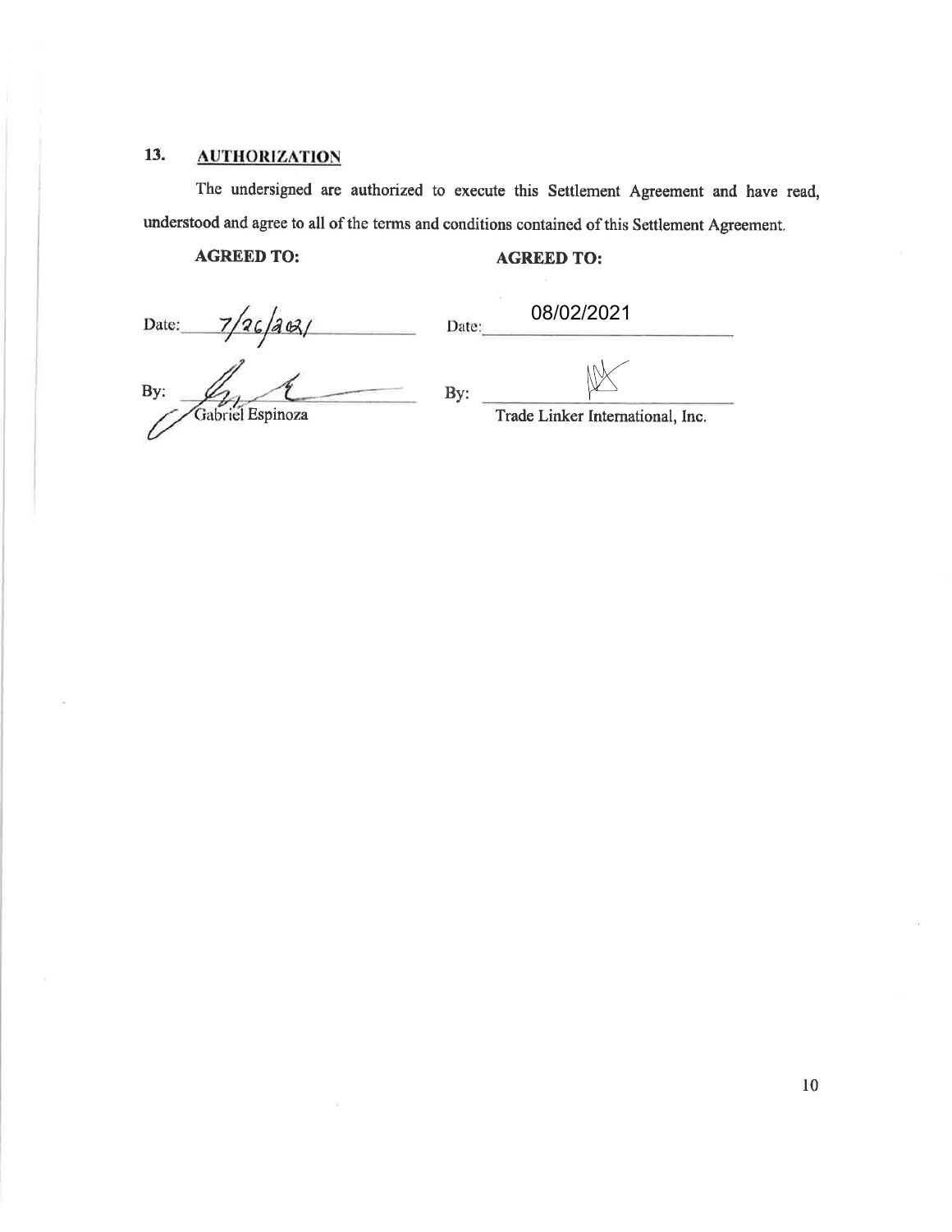## 13. AUTHORIZATION

The undersigned are authorized to execute this Settlement Agreement and have read, understood and agree to all of the terms and conditions contained of this Settlement Agreement.

| AGREED TO: | AGREED TO: |
|---|---|
| Date: 7/26/2021 | Date: 08/02/2021 |
| By: Gabriel Espinoza | By: Trade Linker International, Inc. |